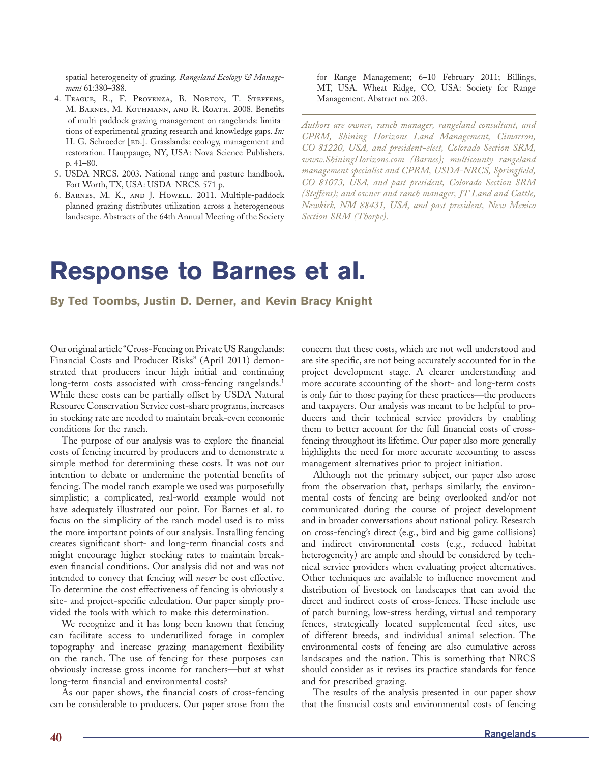spatial heterogeneity of grazing. *Rangeland Ecology & Management* 61:380–388.

4. Teague, R., F. Provenza, B. Norton, T. Steffens, M. Barnes, M. Kothmann, and R. Roath. 2008. Benefits of multi-paddock grazing management on rangelands: limitations of experimental grazing research and knowledge gaps. *In:* H. G. Schroeder [ed.]. Grasslands: ecology, management and restoration. Hauppauge, NY, USA: Nova Science Publishers. p. 41–80.
5. USDA-NRCS. 2003. National range and pasture handbook. Fort Worth, TX, USA: USDA-NRCS. 571 p.
6. Barnes, M. K., and J. Howell. 2011. Multiple-paddock planned grazing distributes utilization across a heterogeneous landscape. Abstracts of the 64th Annual Meeting of the Society for Range Management; 6–10 February 2011; Billings, MT, USA. Wheat Ridge, CO, USA: Society for Range Management. Abstract no. 203.

*Authors are owner, ranch manager, rangeland consultant, and CPRM, Shining Horizons Land Management, Cimarron, CO 81220, USA, and president-elect, Colorado Section SRM, www.ShiningHorizons.com (Barnes); multicounty rangeland management specialist and CPRM, USDA-NRCS, Springfield, CO 81073, USA, and past president, Colorado Section SRM (Steffens); and owner and ranch manager, JT Land and Cattle, Newkirk, NM 88431, USA, and past president, New Mexico Section SRM (Thorpe).*

# Response to Barnes et al.

**By Ted Toombs, Justin D. Derner, and Kevin Bracy Knight**

Our original article "Cross-Fencing on Private US Rangelands: Financial Costs and Producer Risks" (April 2011) demonstrated that producers incur high initial and continuing long-term costs associated with cross-fencing rangelands.[1] While these costs can be partially offset by USDA Natural Resource Conservation Service cost-share programs, increases in stocking rate are needed to maintain break-even economic conditions for the ranch.

The purpose of our analysis was to explore the financial costs of fencing incurred by producers and to demonstrate a simple method for determining these costs. It was not our intention to debate or undermine the potential benefits of fencing. The model ranch example we used was purposefully simplistic; a complicated, real-world example would not have adequately illustrated our point. For Barnes et al. to focus on the simplicity of the ranch model used is to miss the more important points of our analysis. Installing fencing creates significant short- and long-term financial costs and might encourage higher stocking rates to maintain break-even financial conditions. Our analysis did not and was not intended to convey that fencing will *never* be cost effective. To determine the cost effectiveness of fencing is obviously a site- and project-specific calculation. Our paper simply provided the tools with which to make this determination.

We recognize and it has long been known that fencing can facilitate access to underutilized forage in complex topography and increase grazing management flexibility on the ranch. The use of fencing for these purposes can obviously increase gross income for ranchers—but at what long-term financial and environmental costs?

As our paper shows, the financial costs of cross-fencing can be considerable to producers. Our paper arose from the concern that these costs, which are not well understood and are site specific, are not being accurately accounted for in the project development stage. A clearer understanding and more accurate accounting of the short- and long-term costs is only fair to those paying for these practices—the producers and taxpayers. Our analysis was meant to be helpful to producers and their technical service providers by enabling them to better account for the full financial costs of cross-fencing throughout its lifetime. Our paper also more generally highlights the need for more accurate accounting to assess management alternatives prior to project initiation.

Although not the primary subject, our paper also arose from the observation that, perhaps similarly, the environmental costs of fencing are being overlooked and/or not communicated during the course of project development and in broader conversations about national policy. Research on cross-fencing's direct (e.g., bird and big game collisions) and indirect environmental costs (e.g., reduced habitat heterogeneity) are ample and should be considered by technical service providers when evaluating project alternatives. Other techniques are available to influence movement and distribution of livestock on landscapes that can avoid the direct and indirect costs of cross-fences. These include use of patch burning, low-stress herding, virtual and temporary fences, strategically located supplemental feed sites, use of different breeds, and individual animal selection. The environmental costs of fencing are also cumulative across landscapes and the nation. This is something that NRCS should consider as it revises its practice standards for fence and for prescribed grazing.

The results of the analysis presented in our paper show that the financial costs and environmental costs of fencing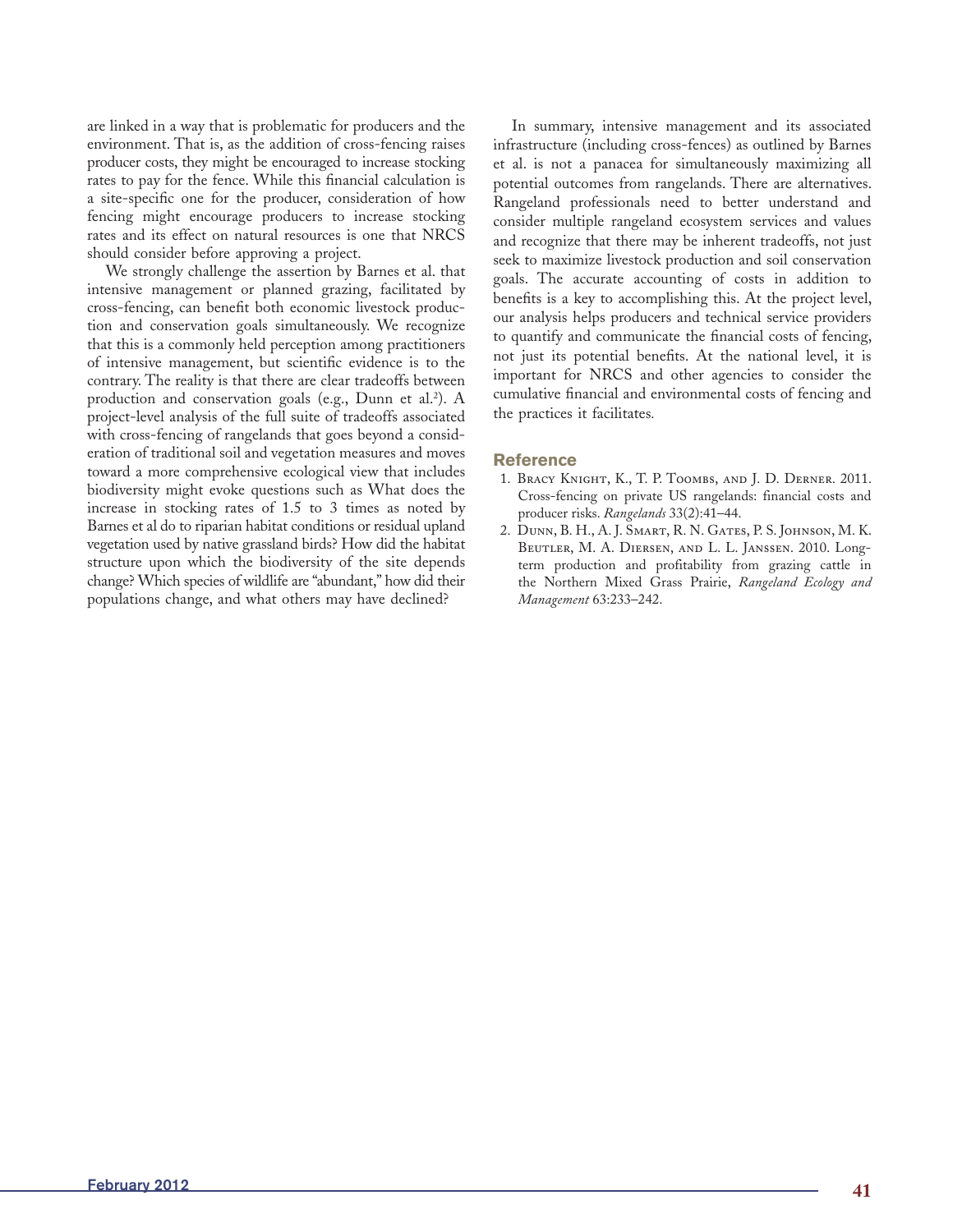are linked in a way that is problematic for producers and the environment. That is, as the addition of cross-fencing raises producer costs, they might be encouraged to increase stocking rates to pay for the fence. While this financial calculation is a site-specific one for the producer, consideration of how fencing might encourage producers to increase stocking rates and its effect on natural resources is one that NRCS should consider before approving a project.

We strongly challenge the assertion by Barnes et al. that intensive management or planned grazing, facilitated by cross-fencing, can benefit both economic livestock production and conservation goals simultaneously. We recognize that this is a commonly held perception among practitioners of intensive management, but scientific evidence is to the contrary. The reality is that there are clear tradeoffs between production and conservation goals (e.g., Dunn et al.[2]). A project-level analysis of the full suite of tradeoffs associated with cross-fencing of rangelands that goes beyond a consideration of traditional soil and vegetation measures and moves toward a more comprehensive ecological view that includes biodiversity might evoke questions such as What does the increase in stocking rates of 1.5 to 3 times as noted by Barnes et al do to riparian habitat conditions or residual upland vegetation used by native grassland birds? How did the habitat structure upon which the biodiversity of the site depends change? Which species of wildlife are "abundant," how did their populations change, and what others may have declined?

In summary, intensive management and its associated infrastructure (including cross-fences) as outlined by Barnes et al. is not a panacea for simultaneously maximizing all potential outcomes from rangelands. There are alternatives. Rangeland professionals need to better understand and consider multiple rangeland ecosystem services and values and recognize that there may be inherent tradeoffs, not just seek to maximize livestock production and soil conservation goals. The accurate accounting of costs in addition to benefits is a key to accomplishing this. At the project level, our analysis helps producers and technical service providers to quantify and communicate the financial costs of fencing, not just its potential benefits. At the national level, it is important for NRCS and other agencies to consider the cumulative financial and environmental costs of fencing and the practices it facilitates.

## Reference

1. Bracy Knight, K., T. P. Toombs, and J. D. Derner. 2011. Cross-fencing on private US rangelands: financial costs and producer risks. *Rangelands* 33(2):41–44.
2. Dunn, B. H., A. J. Smart, R. N. Gates, P. S. Johnson, M. K. Beutler, M. A. Diersen, and L. L. Janssen. 2010. Long-term production and profitability from grazing cattle in the Northern Mixed Grass Prairie, *Rangeland Ecology and Management* 63:233–242.